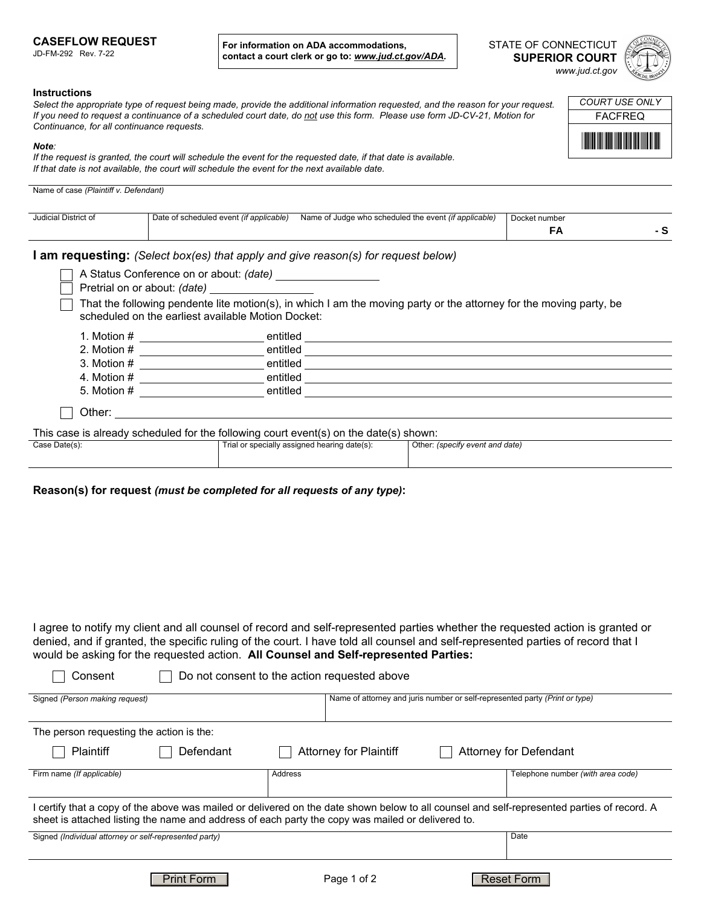**CASEFLOW REQUEST**
JD-FM-292 Rev. 7-22

**For information on ADA accommodations, contact a court clerk or go to: *www.jud.ct.gov/ADA*.**

STATE OF CONNECTICUT
**SUPERIOR COURT**
*www.jud.ct.gov*

| *COURT USE ONLY* |
|---|
| FACFREQ |

**Instructions**

*Select the appropriate type of request being made, provide the additional information requested, and the reason for your request. If you need to request a continuance of a scheduled court date, do not use this form. Please use form JD-CV-21, Motion for Continuance, for all continuance requests.*

***Note**:*
*If the request is granted, the court will schedule the event for the requested date, if that date is available. If that date is not available, the court will schedule the event for the next available date.*

| Name of case *(Plaintiff v. Defendant)* | | | |
|---|---|---|---|
| Judicial District of | Date of scheduled event *(if applicable)* | Name of Judge who scheduled the event *(if applicable)* | Docket number FA - S |

**I am requesting:** *(Select box(es) that apply and give reason(s) for request below)*

- ☐ A Status Conference on or about: *(date)* ____________
- ☐ Pretrial on or about: *(date)* ____________
- ☐ That the following pendente lite motion(s), in which I am the moving party or the attorney for the moving party, be scheduled on the earliest available Motion Docket:

  1. Motion # ____________ entitled ____________
  2. Motion # ____________ entitled ____________
  3. Motion # ____________ entitled ____________
  4. Motion # ____________ entitled ____________
  5. Motion # ____________ entitled ____________

- ☐ Other: ____________

This case is already scheduled for the following court event(s) on the date(s) shown:

| Case Date(s): | Trial or specially assigned hearing date(s): | Other: *(specify event and date)* |
|---|---|---|
| | | |

**Reason(s) for request *(must be completed for all requests of any type)*:**

I agree to notify my client and all counsel of record and self-represented parties whether the requested action is granted or denied, and if granted, the specific ruling of the court. I have told all counsel and self-represented parties of record that I would be asking for the requested action. **All Counsel and Self-represented Parties:**

☐ Consent ☐ Do not consent to the action requested above

| Signed *(Person making request)* | Name of attorney and juris number or self-represented party *(Print or type)* |
|---|---|
| | |

The person requesting the action is the:

☐ Plaintiff ☐ Defendant ☐ Attorney for Plaintiff ☐ Attorney for Defendant

| Firm name *(If applicable)* | Address | Telephone number *(with area code)* |
|---|---|---|
| | | |

I certify that a copy of the above was mailed or delivered on the date shown below to all counsel and self-represented parties of record. A sheet is attached listing the name and address of each party the copy was mailed or delivered to.

| Signed *(Individual attorney or self-represented party)* | Date |
|---|---|
| | |

Print Form Reset Form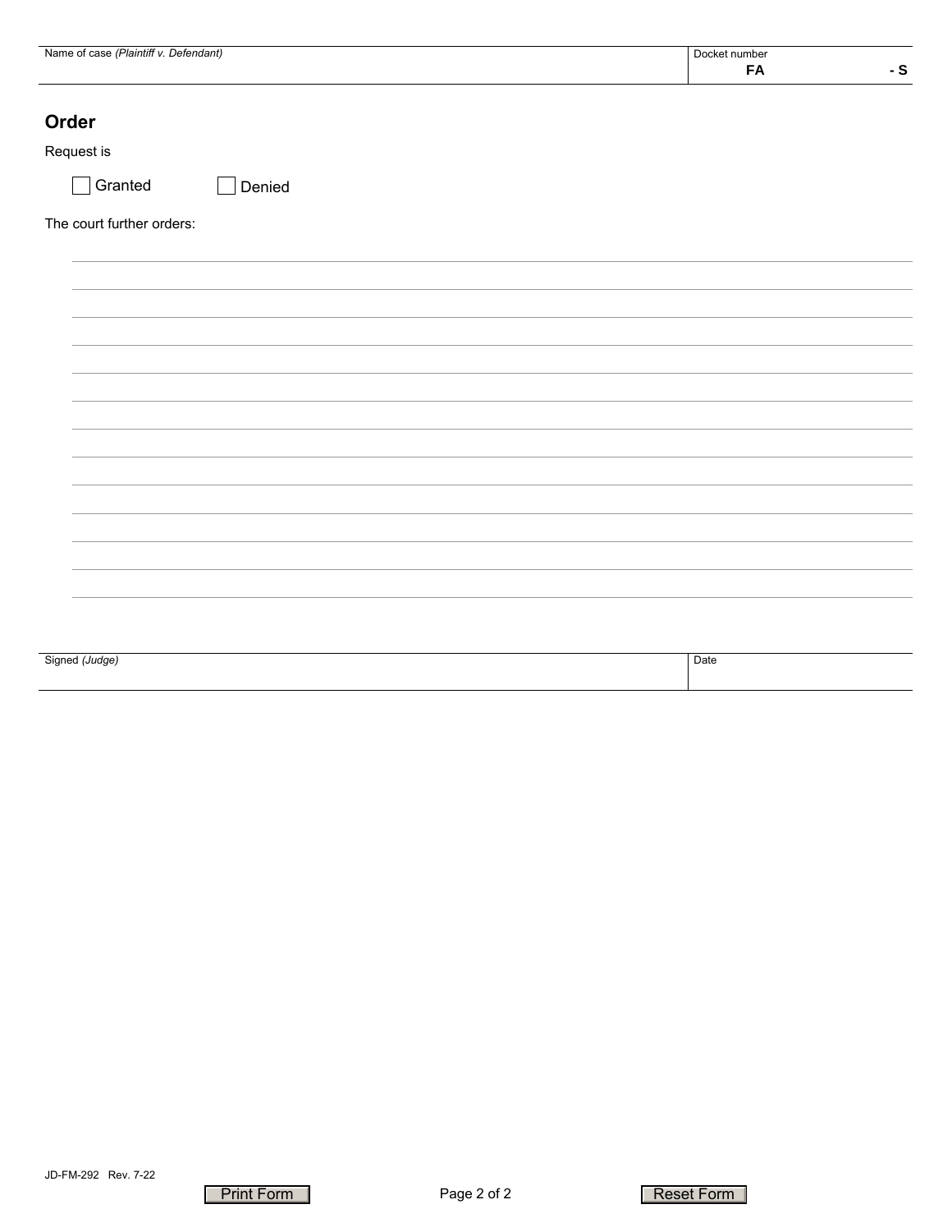| Name of case *(Plaintiff v. Defendant)* | Docket number FA - S |
| --- | --- |
| | |

## Order

Request is

☐ Granted ☐ Denied

The court further orders:

| Signed *(Judge)* | Date |
| --- | --- |
| | |

JD-FM-292 Rev. 7-22